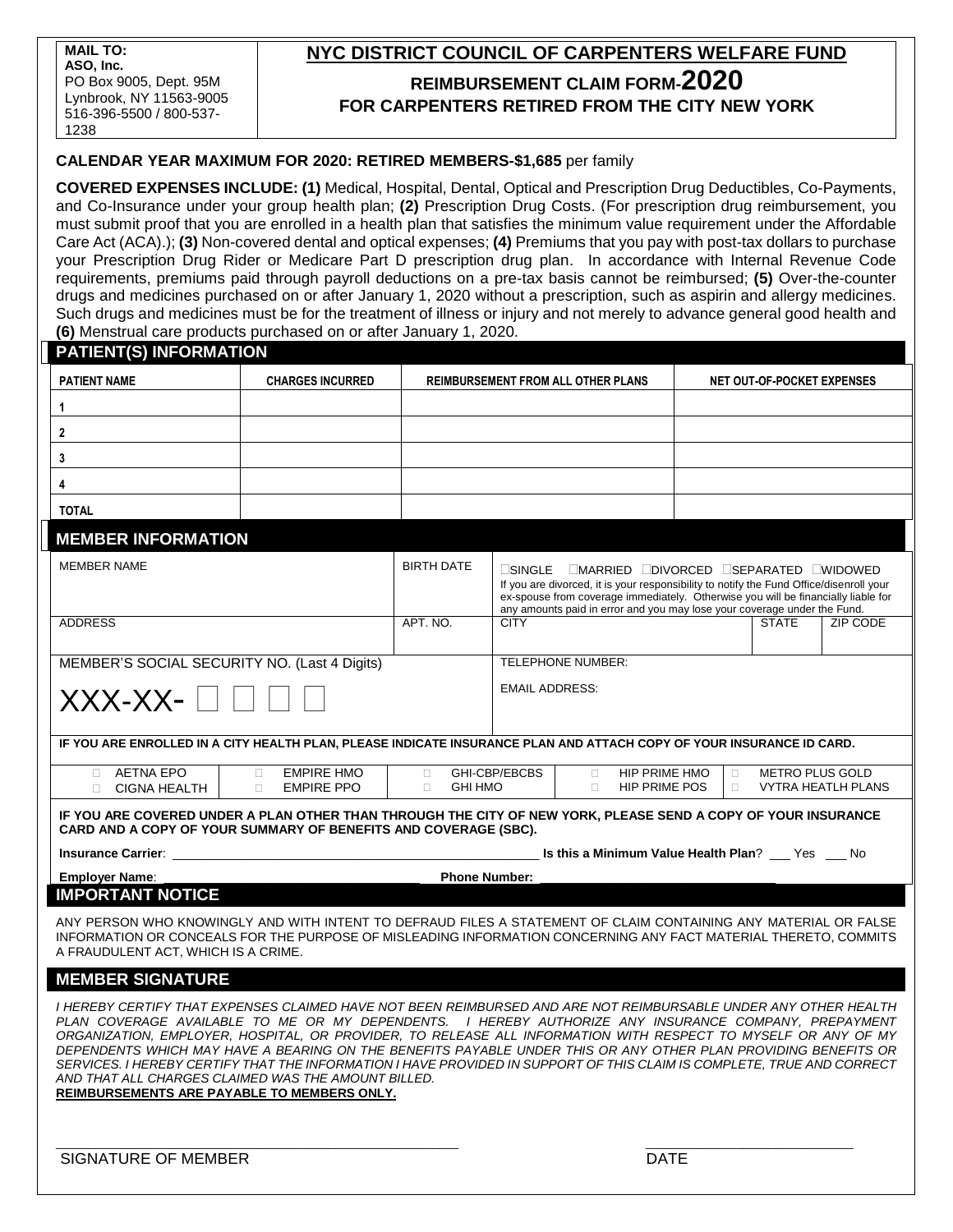**MAIL TO:**
**ASO, Inc.**
PO Box 9005, Dept. 95M
Lynbrook, NY 11563-9005
516-396-5500 / 800-537-1238

# NYC DISTRICT COUNCIL OF CARPENTERS WELFARE FUND

## REIMBURSEMENT CLAIM FORM-2020

## FOR CARPENTERS RETIRED FROM THE CITY NEW YORK

**CALENDAR YEAR MAXIMUM FOR 2020: RETIRED MEMBERS-$1,685** per family

**COVERED EXPENSES INCLUDE: (1)** Medical, Hospital, Dental, Optical and Prescription Drug Deductibles, Co-Payments, and Co-Insurance under your group health plan; **(2)** Prescription Drug Costs. (For prescription drug reimbursement, you must submit proof that you are enrolled in a health plan that satisfies the minimum value requirement under the Affordable Care Act (ACA).); **(3)** Non-covered dental and optical expenses; **(4)** Premiums that you pay with post-tax dollars to purchase your Prescription Drug Rider or Medicare Part D prescription drug plan. In accordance with Internal Revenue Code requirements, premiums paid through payroll deductions on a pre-tax basis cannot be reimbursed; **(5)** Over-the-counter drugs and medicines purchased on or after January 1, 2020 without a prescription, such as aspirin and allergy medicines. Such drugs and medicines must be for the treatment of illness or injury and not merely to advance general good health and **(6)** Menstrual care products purchased on or after January 1, 2020.

## PATIENT(S) INFORMATION

| PATIENT NAME | CHARGES INCURRED | REIMBURSEMENT FROM ALL OTHER PLANS | NET OUT-OF-POCKET EXPENSES |
|---|---|---|---|
| 1 | | | |
| 2 | | | |
| 3 | | | |
| 4 | | | |
| TOTAL | | | |

## MEMBER INFORMATION

| MEMBER NAME | BIRTH DATE | ☐SINGLE ☐MARRIED ☐DIVORCED ☐SEPARATED ☐WIDOWED<br>If you are divorced, it is your responsibility to notify the Fund Office/disenroll your ex-spouse from coverage immediately. Otherwise you will be financially liable for any amounts paid in error and you may lose your coverage under the Fund. | | |
|---|---|---|---|---|
| ADDRESS | APT. NO. | CITY | STATE | ZIP CODE |

MEMBER'S SOCIAL SECURITY NO. (Last 4 Digits)

XXX-XX- ☐ ☐ ☐ ☐

TELEPHONE NUMBER:

EMAIL ADDRESS:

**IF YOU ARE ENROLLED IN A CITY HEALTH PLAN, PLEASE INDICATE INSURANCE PLAN AND ATTACH COPY OF YOUR INSURANCE ID CARD.**

| | | | | |
|---|---|---|---|---|
| ☐ AETNA EPO | ☐ EMPIRE HMO | ☐ GHI-CBP/EBCBS | ☐ HIP PRIME HMO | ☐ METRO PLUS GOLD |
| ☐ CIGNA HEALTH | ☐ EMPIRE PPO | ☐ GHI HMO | ☐ HIP PRIME POS | ☐ VYTRA HEATLH PLANS |

**IF YOU ARE COVERED UNDER A PLAN OTHER THAN THROUGH THE CITY OF NEW YORK, PLEASE SEND A COPY OF YOUR INSURANCE CARD AND A COPY OF YOUR SUMMARY OF BENEFITS AND COVERAGE (SBC).**

**Insurance Carrier**: ______________________________ **Is this a Minimum Value Health Plan**? ___ Yes ___ No

**Employer Name**: ______________________________ **Phone Number:** ______________________________

## IMPORTANT NOTICE

ANY PERSON WHO KNOWINGLY AND WITH INTENT TO DEFRAUD FILES A STATEMENT OF CLAIM CONTAINING ANY MATERIAL OR FALSE INFORMATION OR CONCEALS FOR THE PURPOSE OF MISLEADING INFORMATION CONCERNING ANY FACT MATERIAL THERETO, COMMITS A FRAUDULENT ACT, WHICH IS A CRIME.

## MEMBER SIGNATURE

*I HEREBY CERTIFY THAT EXPENSES CLAIMED HAVE NOT BEEN REIMBURSED AND ARE NOT REIMBURSABLE UNDER ANY OTHER HEALTH PLAN COVERAGE AVAILABLE TO ME OR MY DEPENDENTS. I HEREBY AUTHORIZE ANY INSURANCE COMPANY, PREPAYMENT ORGANIZATION, EMPLOYER, HOSPITAL, OR PROVIDER, TO RELEASE ALL INFORMATION WITH RESPECT TO MYSELF OR ANY OF MY DEPENDENTS WHICH MAY HAVE A BEARING ON THE BENEFITS PAYABLE UNDER THIS OR ANY OTHER PLAN PROVIDING BENEFITS OR SERVICES. I HEREBY CERTIFY THAT THE INFORMATION I HAVE PROVIDED IN SUPPORT OF THIS CLAIM IS COMPLETE, TRUE AND CORRECT AND THAT ALL CHARGES CLAIMED WAS THE AMOUNT BILLED.*

**REIMBURSEMENTS ARE PAYABLE TO MEMBERS ONLY.**

______________________________ ______________________________

SIGNATURE OF MEMBER DATE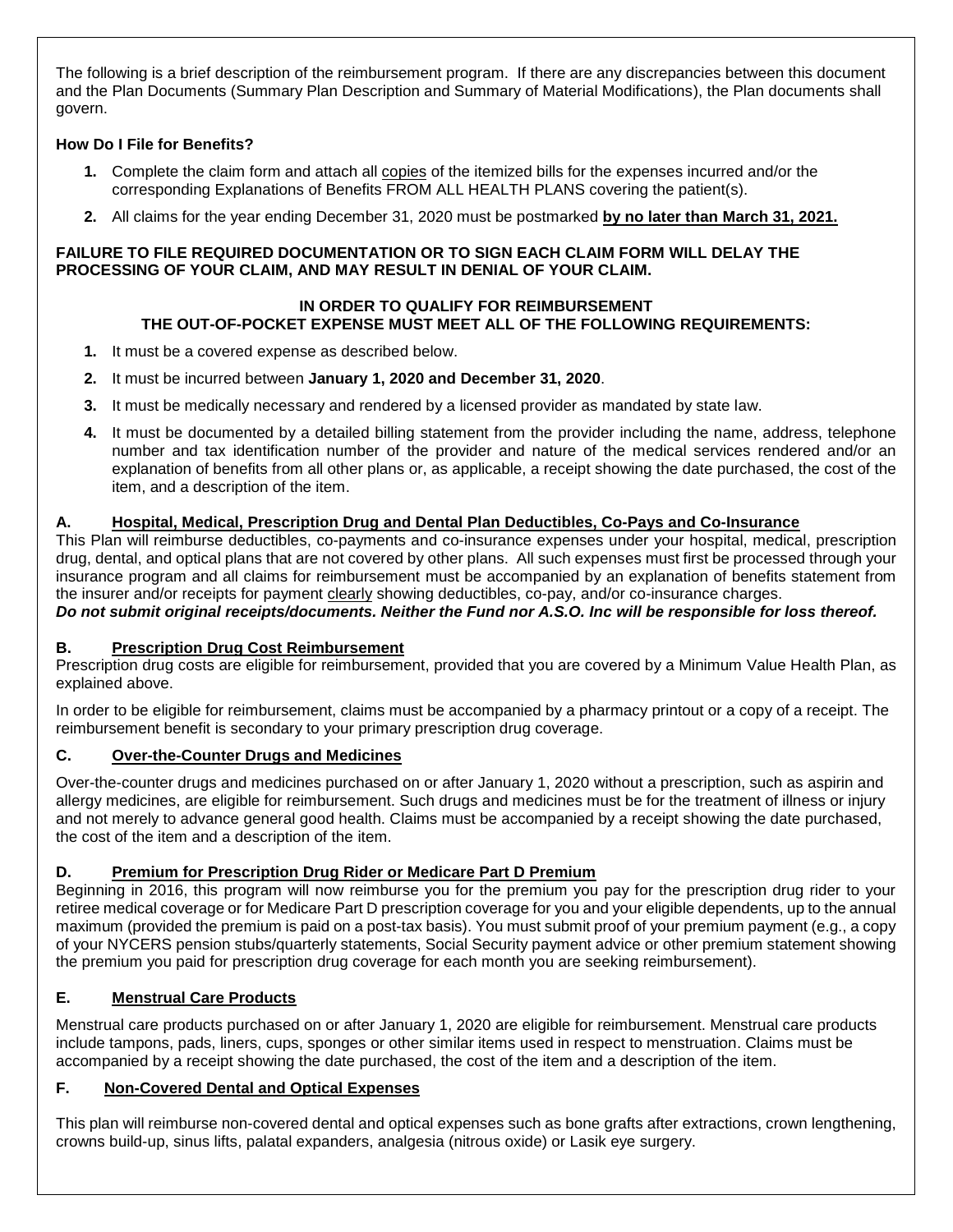The following is a brief description of the reimbursement program. If there are any discrepancies between this document and the Plan Documents (Summary Plan Description and Summary of Material Modifications), the Plan documents shall govern.

**How Do I File for Benefits?**

1. Complete the claim form and attach all copies of the itemized bills for the expenses incurred and/or the corresponding Explanations of Benefits FROM ALL HEALTH PLANS covering the patient(s).
2. All claims for the year ending December 31, 2020 must be postmarked **by no later than March 31, 2021.**

**FAILURE TO FILE REQUIRED DOCUMENTATION OR TO SIGN EACH CLAIM FORM WILL DELAY THE PROCESSING OF YOUR CLAIM, AND MAY RESULT IN DENIAL OF YOUR CLAIM.**

**IN ORDER TO QUALIFY FOR REIMBURSEMENT THE OUT-OF-POCKET EXPENSE MUST MEET ALL OF THE FOLLOWING REQUIREMENTS:**

1. It must be a covered expense as described below.
2. It must be incurred between **January 1, 2020 and December 31, 2020**.
3. It must be medically necessary and rendered by a licensed provider as mandated by state law.
4. It must be documented by a detailed billing statement from the provider including the name, address, telephone number and tax identification number of the provider and nature of the medical services rendered and/or an explanation of benefits from all other plans or, as applicable, a receipt showing the date purchased, the cost of the item, and a description of the item.

**A. Hospital, Medical, Prescription Drug and Dental Plan Deductibles, Co-Pays and Co-Insurance**

This Plan will reimburse deductibles, co-payments and co-insurance expenses under your hospital, medical, prescription drug, dental, and optical plans that are not covered by other plans. All such expenses must first be processed through your insurance program and all claims for reimbursement must be accompanied by an explanation of benefits statement from the insurer and/or receipts for payment clearly showing deductibles, co-pay, and/or co-insurance charges.

***Do not submit original receipts/documents. Neither the Fund nor A.S.O. Inc will be responsible for loss thereof.***

**B. Prescription Drug Cost Reimbursement**

Prescription drug costs are eligible for reimbursement, provided that you are covered by a Minimum Value Health Plan, as explained above.

In order to be eligible for reimbursement, claims must be accompanied by a pharmacy printout or a copy of a receipt. The reimbursement benefit is secondary to your primary prescription drug coverage.

**C. Over-the-Counter Drugs and Medicines**

Over-the-counter drugs and medicines purchased on or after January 1, 2020 without a prescription, such as aspirin and allergy medicines, are eligible for reimbursement. Such drugs and medicines must be for the treatment of illness or injury and not merely to advance general good health. Claims must be accompanied by a receipt showing the date purchased, the cost of the item and a description of the item.

**D. Premium for Prescription Drug Rider or Medicare Part D Premium**

Beginning in 2016, this program will now reimburse you for the premium you pay for the prescription drug rider to your retiree medical coverage or for Medicare Part D prescription coverage for you and your eligible dependents, up to the annual maximum (provided the premium is paid on a post-tax basis). You must submit proof of your premium payment (e.g., a copy of your NYCERS pension stubs/quarterly statements, Social Security payment advice or other premium statement showing the premium you paid for prescription drug coverage for each month you are seeking reimbursement).

**E. Menstrual Care Products**

Menstrual care products purchased on or after January 1, 2020 are eligible for reimbursement. Menstrual care products include tampons, pads, liners, cups, sponges or other similar items used in respect to menstruation. Claims must be accompanied by a receipt showing the date purchased, the cost of the item and a description of the item.

**F. Non-Covered Dental and Optical Expenses**

This plan will reimburse non-covered dental and optical expenses such as bone grafts after extractions, crown lengthening, crowns build-up, sinus lifts, palatal expanders, analgesia (nitrous oxide) or Lasik eye surgery.